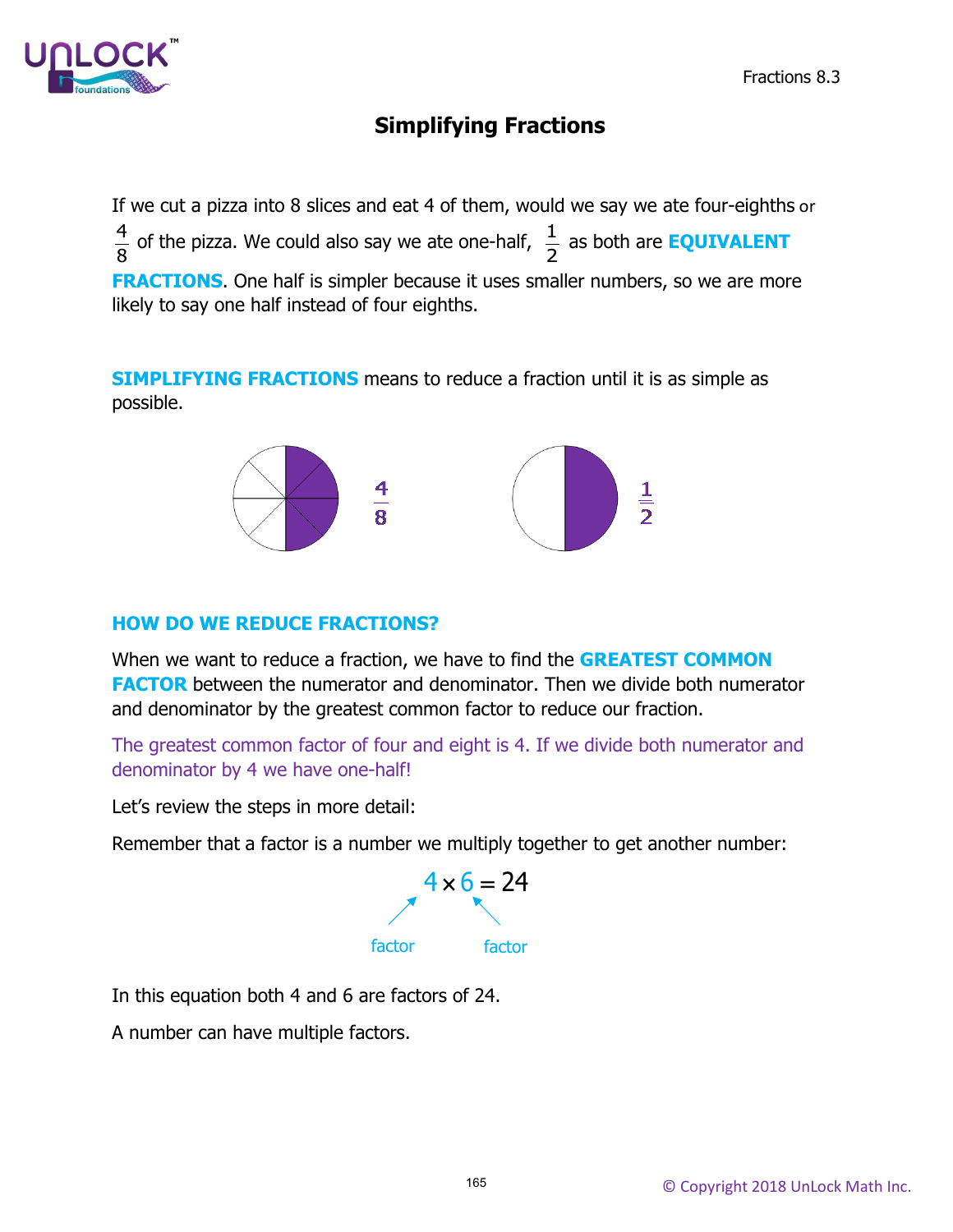# Simplifying Fractions

If we cut a pizza into 8 slices and eat 4 of them, would we say we ate four-eighths or $\frac{4}{8}$ of the pizza. We could also say we ate one-half, $\frac{1}{2}$ as both are **EQUIVALENT FRACTIONS**. One half is simpler because it uses smaller numbers, so we are more likely to say one half instead of four eighths.

**SIMPLIFYING FRACTIONS** means to reduce a fraction until it is as simple as possible.

$\frac{4}{8}$ $\frac{1}{2}$

## HOW DO WE REDUCE FRACTIONS?

When we want to reduce a fraction, we have to find the **GREATEST COMMON FACTOR** between the numerator and denominator. Then we divide both numerator and denominator by the greatest common factor to reduce our fraction.

The greatest common factor of four and eight is 4. If we divide both numerator and denominator by 4 we have one-half!

Let's review the steps in more detail:

Remember that a factor is a number we multiply together to get another number:

$$4 \times 6 = 24$$

factor factor

In this equation both 4 and 6 are factors of 24.

A number can have multiple factors.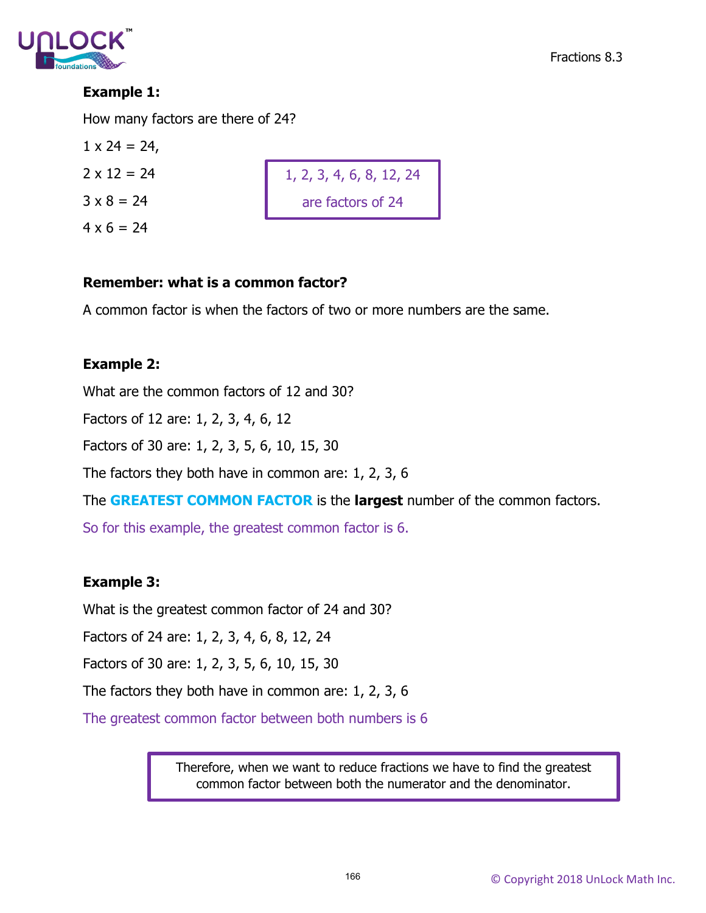**Example 1:**

How many factors are there of 24?

1 x 24 = 24,

2 x 12 = 24

3 x 8 = 24

4 x 6 = 24

> 1, 2, 3, 4, 6, 8, 12, 24
>
> are factors of 24

**Remember: what is a common factor?**

A common factor is when the factors of two or more numbers are the same.

**Example 2:**

What are the common factors of 12 and 30?

Factors of 12 are: 1, 2, 3, 4, 6, 12

Factors of 30 are: 1, 2, 3, 5, 6, 10, 15, 30

The factors they both have in common are: 1, 2, 3, 6

The **GREATEST COMMON FACTOR** is the **largest** number of the common factors.

So for this example, the greatest common factor is 6.

**Example 3:**

What is the greatest common factor of 24 and 30?

Factors of 24 are: 1, 2, 3, 4, 6, 8, 12, 24

Factors of 30 are: 1, 2, 3, 5, 6, 10, 15, 30

The factors they both have in common are: 1, 2, 3, 6

The greatest common factor between both numbers is 6

> Therefore, when we want to reduce fractions we have to find the greatest common factor between both the numerator and the denominator.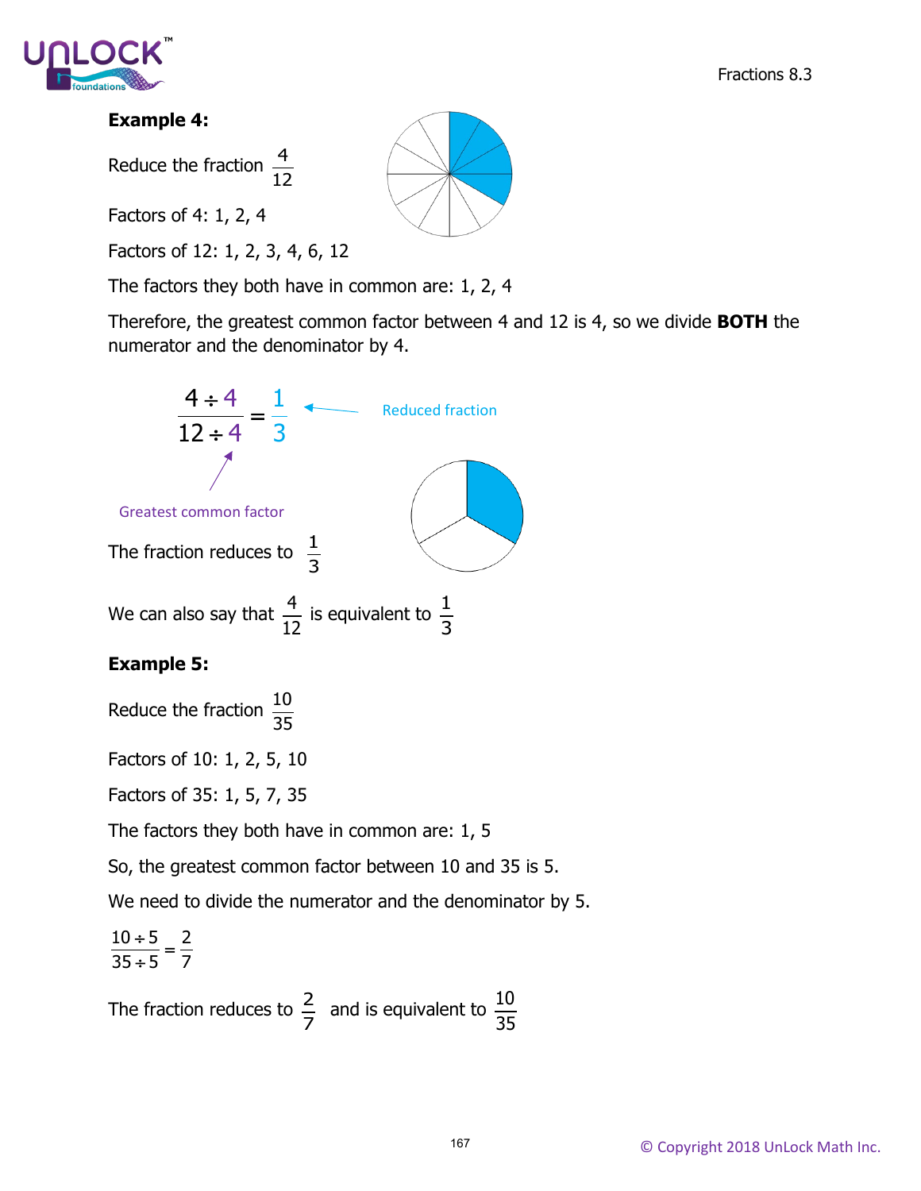**Example 4:**

Reduce the fraction $\frac{4}{12}$

Factors of 4: 1, 2, 4

Factors of 12: 1, 2, 3, 4, 6, 12

The factors they both have in common are: 1, 2, 4

Therefore, the greatest common factor between 4 and 12 is 4, so we divide **BOTH** the numerator and the denominator by 4.

$$\frac{4 \div 4}{12 \div 4} = \frac{1}{3}$$

Reduced fraction

Greatest common factor

The fraction reduces to $\frac{1}{3}$

We can also say that $\frac{4}{12}$ is equivalent to $\frac{1}{3}$

**Example 5:**

Reduce the fraction $\frac{10}{35}$

Factors of 10: 1, 2, 5, 10

Factors of 35: 1, 5, 7, 35

The factors they both have in common are: 1, 5

So, the greatest common factor between 10 and 35 is 5.

We need to divide the numerator and the denominator by 5.

$$\frac{10 \div 5}{35 \div 5} = \frac{2}{7}$$

The fraction reduces to $\frac{2}{7}$ and is equivalent to $\frac{10}{35}$